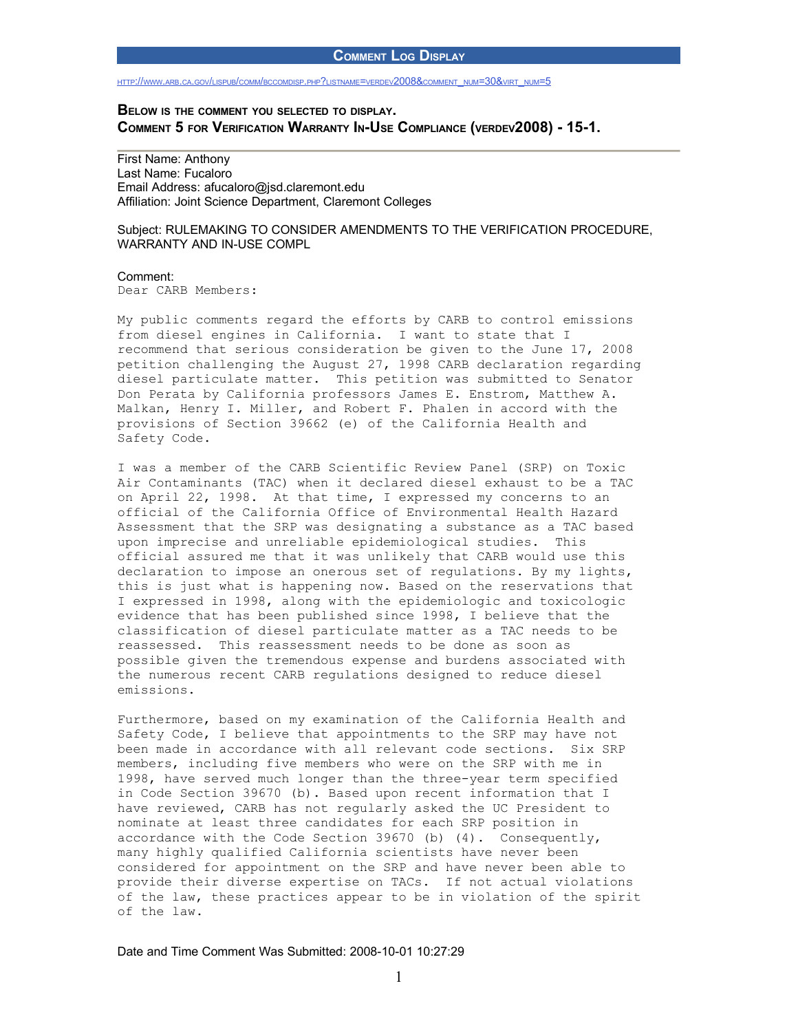## Comment Log Display

http://www.arb.ca.gov/lispub/comm/bccomdisp.php?listname=verdev2008&comment_num=30&virt_num=5

**Below is the comment you selected to display.**
**Comment 5 for Verification Warranty In-Use Compliance (verdev2008) - 15-1.**

---

First Name: Anthony
Last Name: Fucaloro
Email Address: afucaloro@jsd.claremont.edu
Affiliation: Joint Science Department, Claremont Colleges

Subject: RULEMAKING TO CONSIDER AMENDMENTS TO THE VERIFICATION PROCEDURE, WARRANTY AND IN-USE COMPL

Comment:
Dear CARB Members:

My public comments regard the efforts by CARB to control emissions from diesel engines in California. I want to state that I recommend that serious consideration be given to the June 17, 2008 petition challenging the August 27, 1998 CARB declaration regarding diesel particulate matter. This petition was submitted to Senator Don Perata by California professors James E. Enstrom, Matthew A. Malkan, Henry I. Miller, and Robert F. Phalen in accord with the provisions of Section 39662 (e) of the California Health and Safety Code.

I was a member of the CARB Scientific Review Panel (SRP) on Toxic Air Contaminants (TAC) when it declared diesel exhaust to be a TAC on April 22, 1998. At that time, I expressed my concerns to an official of the California Office of Environmental Health Hazard Assessment that the SRP was designating a substance as a TAC based upon imprecise and unreliable epidemiological studies. This official assured me that it was unlikely that CARB would use this declaration to impose an onerous set of regulations. By my lights, this is just what is happening now. Based on the reservations that I expressed in 1998, along with the epidemiologic and toxicologic evidence that has been published since 1998, I believe that the classification of diesel particulate matter as a TAC needs to be reassessed. This reassessment needs to be done as soon as possible given the tremendous expense and burdens associated with the numerous recent CARB regulations designed to reduce diesel emissions.

Furthermore, based on my examination of the California Health and Safety Code, I believe that appointments to the SRP may have not been made in accordance with all relevant code sections. Six SRP members, including five members who were on the SRP with me in 1998, have served much longer than the three-year term specified in Code Section 39670 (b). Based upon recent information that I have reviewed, CARB has not regularly asked the UC President to nominate at least three candidates for each SRP position in accordance with the Code Section 39670 (b) (4). Consequently, many highly qualified California scientists have never been considered for appointment on the SRP and have never been able to provide their diverse expertise on TACs. If not actual violations of the law, these practices appear to be in violation of the spirit of the law.

Date and Time Comment Was Submitted: 2008-10-01 10:27:29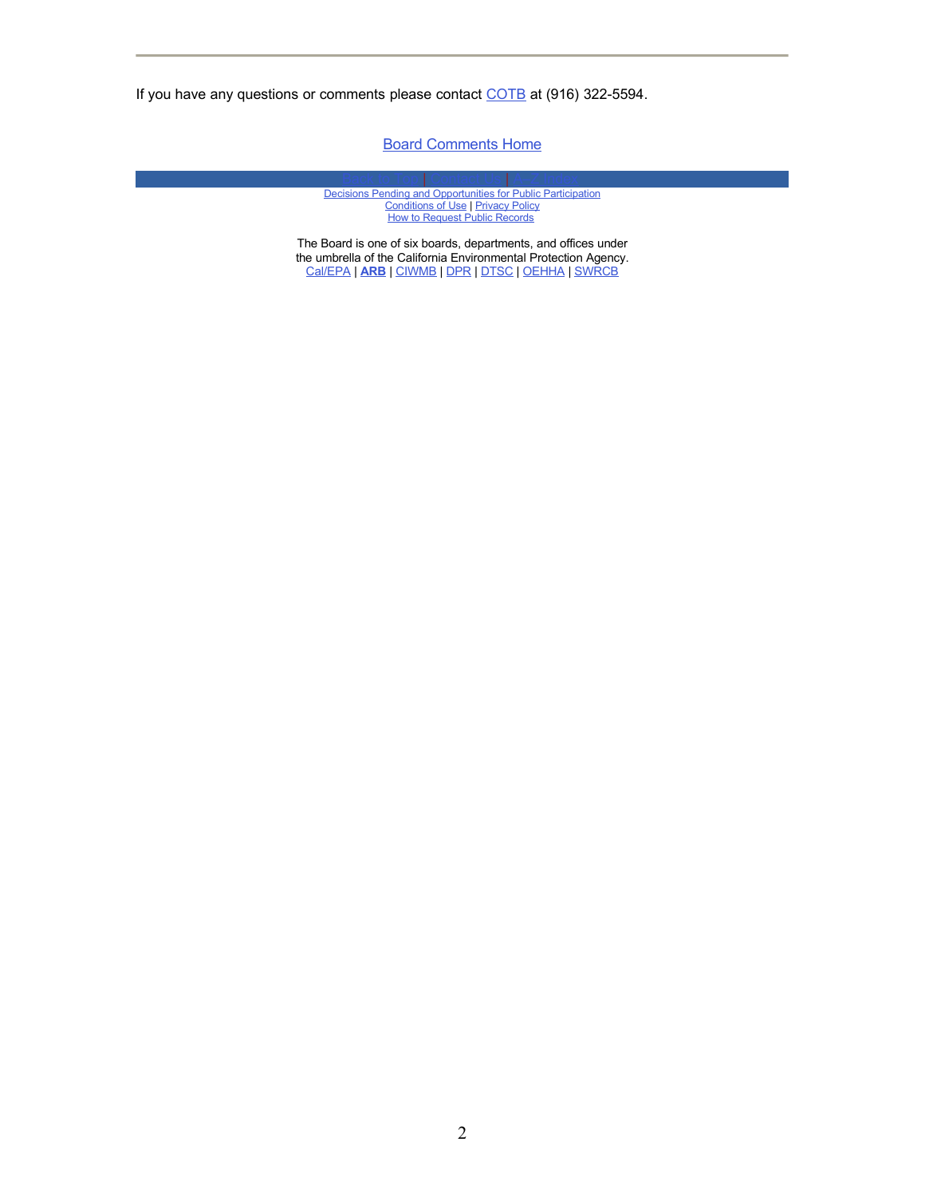---

If you have any questions or comments please contact COTB at (916) 322-5594.

Board Comments Home

Decisions Pending and Opportunities for Public Participation
Conditions of Use | Privacy Policy
How to Request Public Records

The Board is one of six boards, departments, and offices under the umbrella of the California Environmental Protection Agency.
Cal/EPA | **ARB** | CIWMB | DPR | DTSC | OEHHA | SWRCB